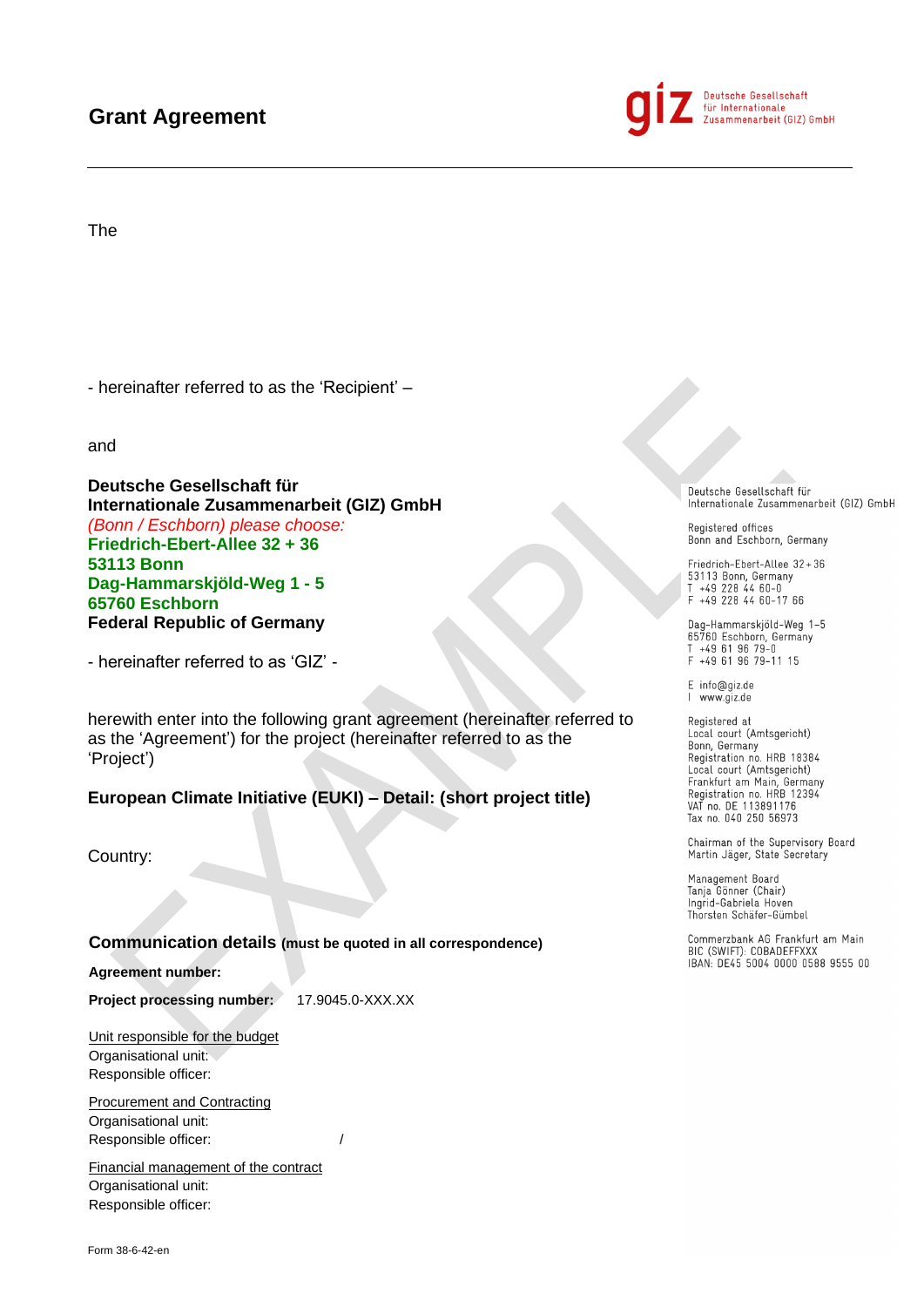# Grant Agreement

Deutsche Gesellschaft für Internationale Zusammenarbeit (GIZ) GmbH

The

- hereinafter referred to as the 'Recipient' –

and

**Deutsche Gesellschaft für**
**Internationale Zusammenarbeit (GIZ) GmbH**
*(Bonn / Eschborn) please choose:*
**Friedrich-Ebert-Allee 32 + 36**
**53113 Bonn**
**Dag-Hammarskjöld-Weg 1 - 5**
**65760 Eschborn**
**Federal Republic of Germany**

- hereinafter referred to as 'GIZ' -

herewith enter into the following grant agreement (hereinafter referred to as the 'Agreement') for the project (hereinafter referred to as the 'Project')

**European Climate Initiative (EUKI) – Detail: (short project title)**

Country:

**Communication details (must be quoted in all correspondence)**

**Agreement number:**

**Project processing number:** 17.9045.0-XXX.XX

Unit responsible for the budget
Organisational unit:
Responsible officer:

Procurement and Contracting
Organisational unit:
Responsible officer: /

Financial management of the contract
Organisational unit:
Responsible officer:

Deutsche Gesellschaft für Internationale Zusammenarbeit (GIZ) GmbH

Registered offices
Bonn and Eschborn, Germany

Friedrich-Ebert-Allee 32 + 36
53113 Bonn, Germany
T +49 228 44 60-0
F +49 228 44 60-17 66

Dag-Hammarskjöld-Weg 1–5
65760 Eschborn, Germany
T +49 61 96 79-0
F +49 61 96 79-11 15

E info@giz.de
I www.giz.de

Registered at
Local court (Amtsgericht)
Bonn, Germany
Registration no. HRB 18384
Local court (Amtsgericht)
Frankfurt am Main, Germany
Registration no. HRB 12394
VAT no. DE 113891176
Tax no. 040 250 56973

Chairman of the Supervisory Board
Martin Jäger, State Secretary

Management Board
Tanja Gönner (Chair)
Ingrid-Gabriela Hoven
Thorsten Schäfer-Gümbel

Commerzbank AG Frankfurt am Main
BIC (SWIFT): COBADEFFXXX
IBAN: DE45 5004 0000 0588 9555 00

Form 38-6-42-en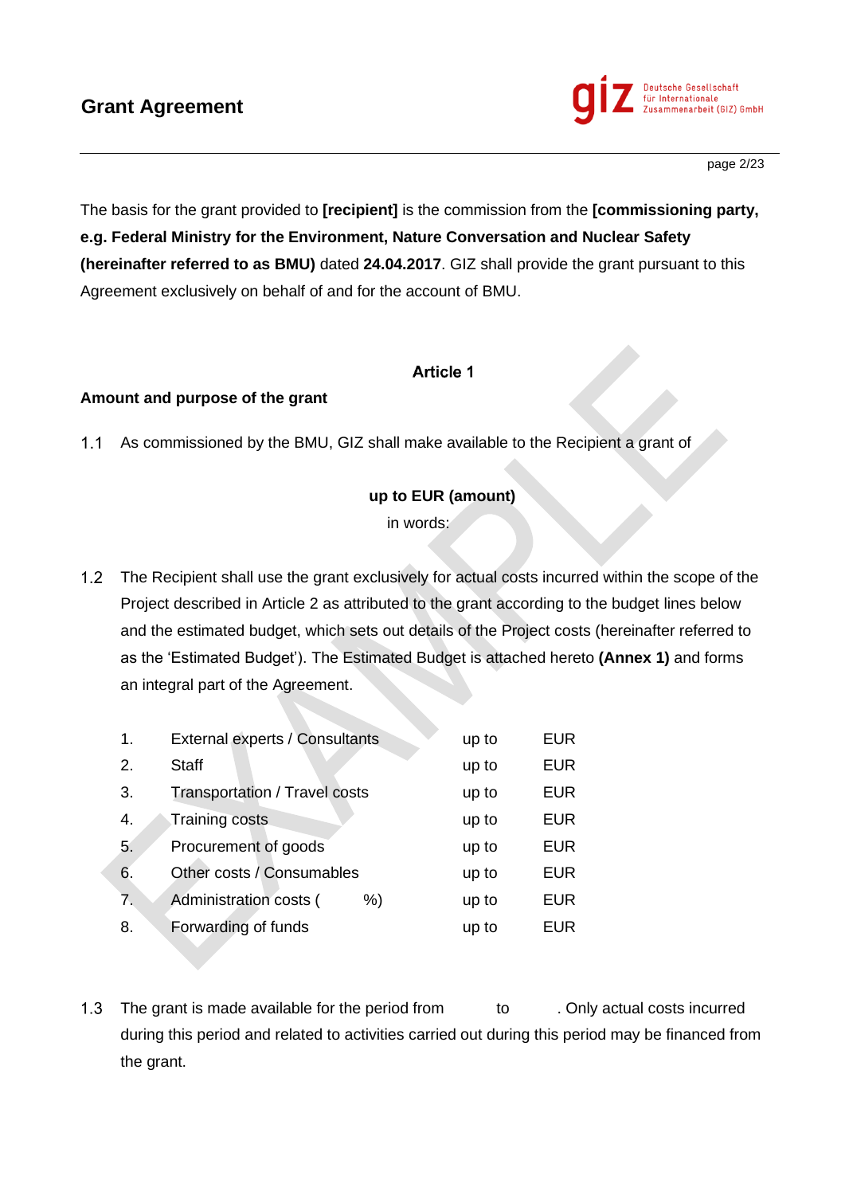The basis for the grant provided to **[recipient]** is the commission from the **[commissioning party, e.g. Federal Ministry for the Environment, Nature Conversation and Nuclear Safety (hereinafter referred to as BMU)** dated **24.04.2017**. GIZ shall provide the grant pursuant to this Agreement exclusively on behalf of and for the account of BMU.

## Article 1

### Amount and purpose of the grant

1.1 As commissioned by the BMU, GIZ shall make available to the Recipient a grant of

**up to EUR (amount)**

in words:

1.2 The Recipient shall use the grant exclusively for actual costs incurred within the scope of the Project described in Article 2 as attributed to the grant according to the budget lines below and the estimated budget, which sets out details of the Project costs (hereinafter referred to as the 'Estimated Budget'). The Estimated Budget is attached hereto **(Annex 1)** and forms an integral part of the Agreement.

| | | | |
|---|---|---|---|
| 1. | External experts / Consultants | up to | EUR |
| 2. | Staff | up to | EUR |
| 3. | Transportation / Travel costs | up to | EUR |
| 4. | Training costs | up to | EUR |
| 5. | Procurement of goods | up to | EUR |
| 6. | Other costs / Consumables | up to | EUR |
| 7. | Administration costs (          %) | up to | EUR |
| 8. | Forwarding of funds | up to | EUR |

1.3 The grant is made available for the period from          to          . Only actual costs incurred during this period and related to activities carried out during this period may be financed from the grant.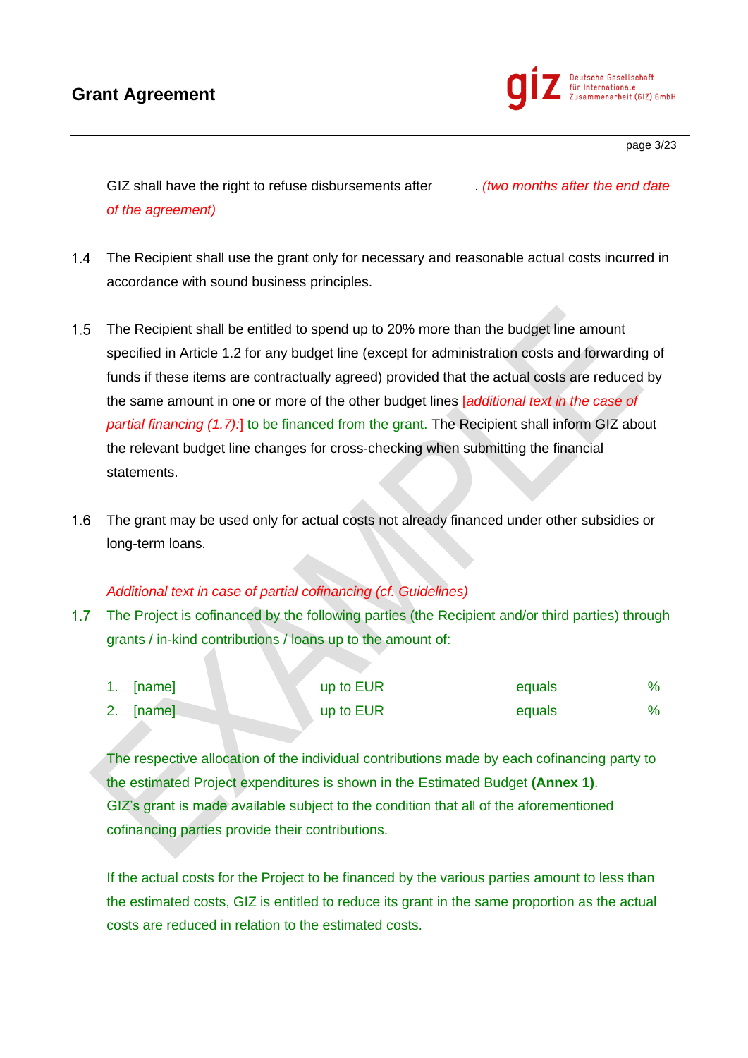GIZ shall have the right to refuse disbursements after . *(two months after the end date of the agreement)*

1.4 The Recipient shall use the grant only for necessary and reasonable actual costs incurred in accordance with sound business principles.

1.5 The Recipient shall be entitled to spend up to 20% more than the budget line amount specified in Article 1.2 for any budget line (except for administration costs and forwarding of funds if these items are contractually agreed) provided that the actual costs are reduced by the same amount in one or more of the other budget lines [*additional text in the case of partial financing (1.7):*] to be financed from the grant. The Recipient shall inform GIZ about the relevant budget line changes for cross-checking when submitting the financial statements.

1.6 The grant may be used only for actual costs not already financed under other subsidies or long-term loans.

*Additional text in case of partial cofinancing (cf. Guidelines)*

1.7 The Project is cofinanced by the following parties (the Recipient and/or third parties) through grants / in-kind contributions / loans up to the amount of:

| | | | |
|---|---|---|---|
| 1. [name] | up to EUR | equals | % |
| 2. [name] | up to EUR | equals | % |

The respective allocation of the individual contributions made by each cofinancing party to the estimated Project expenditures is shown in the Estimated Budget **(Annex 1)**. GIZ's grant is made available subject to the condition that all of the aforementioned cofinancing parties provide their contributions.

If the actual costs for the Project to be financed by the various parties amount to less than the estimated costs, GIZ is entitled to reduce its grant in the same proportion as the actual costs are reduced in relation to the estimated costs.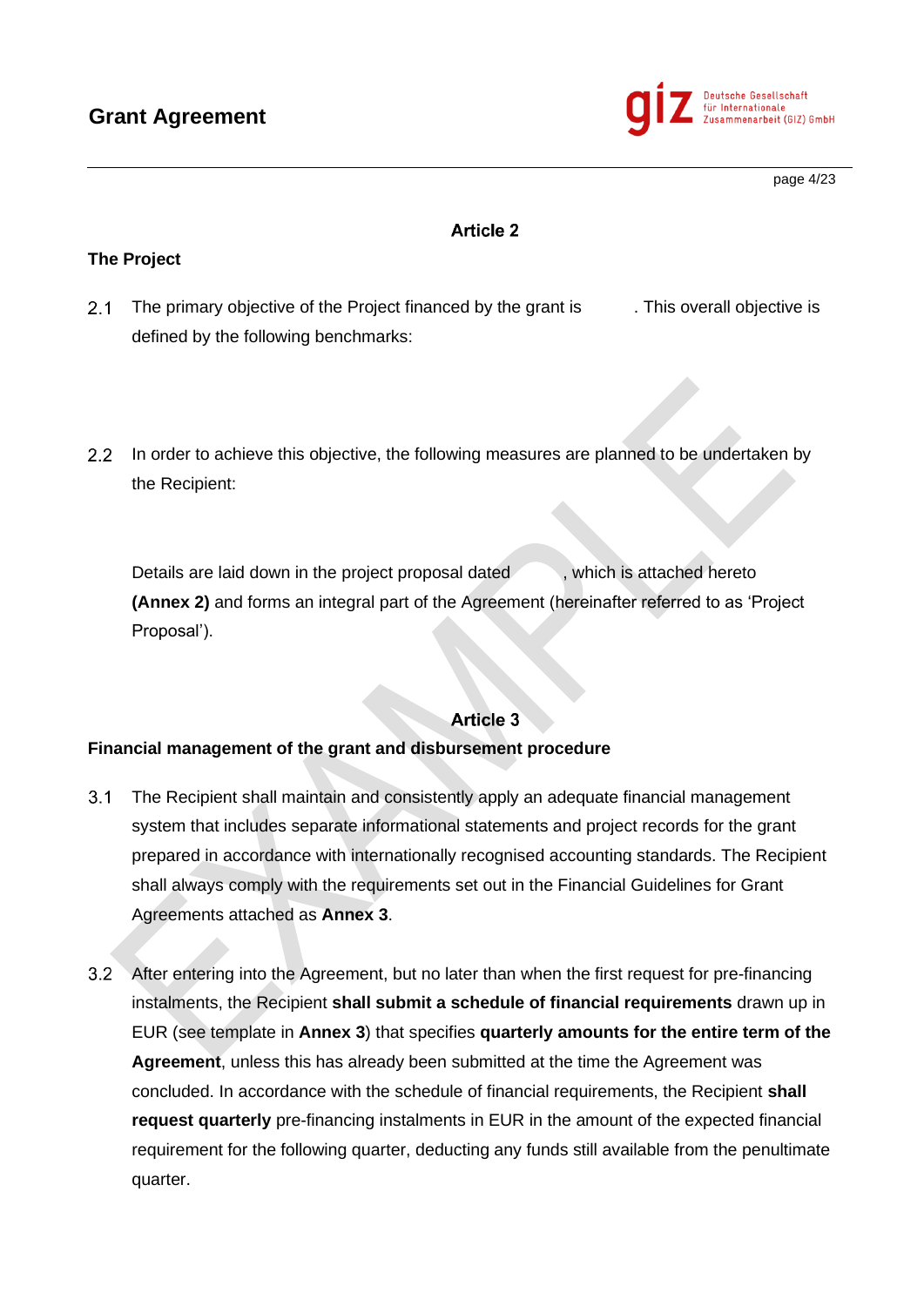## Article 2

### The Project

2.1 The primary objective of the Project financed by the grant is . This overall objective is defined by the following benchmarks:

2.2 In order to achieve this objective, the following measures are planned to be undertaken by the Recipient:

Details are laid down in the project proposal dated , which is attached hereto **(Annex 2)** and forms an integral part of the Agreement (hereinafter referred to as 'Project Proposal').

## Article 3

### Financial management of the grant and disbursement procedure

3.1 The Recipient shall maintain and consistently apply an adequate financial management system that includes separate informational statements and project records for the grant prepared in accordance with internationally recognised accounting standards. The Recipient shall always comply with the requirements set out in the Financial Guidelines for Grant Agreements attached as **Annex 3**.

3.2 After entering into the Agreement, but no later than when the first request for pre-financing instalments, the Recipient **shall submit a schedule of financial requirements** drawn up in EUR (see template in **Annex 3**) that specifies **quarterly amounts for the entire term of the Agreement**, unless this has already been submitted at the time the Agreement was concluded. In accordance with the schedule of financial requirements, the Recipient **shall request quarterly** pre-financing instalments in EUR in the amount of the expected financial requirement for the following quarter, deducting any funds still available from the penultimate quarter.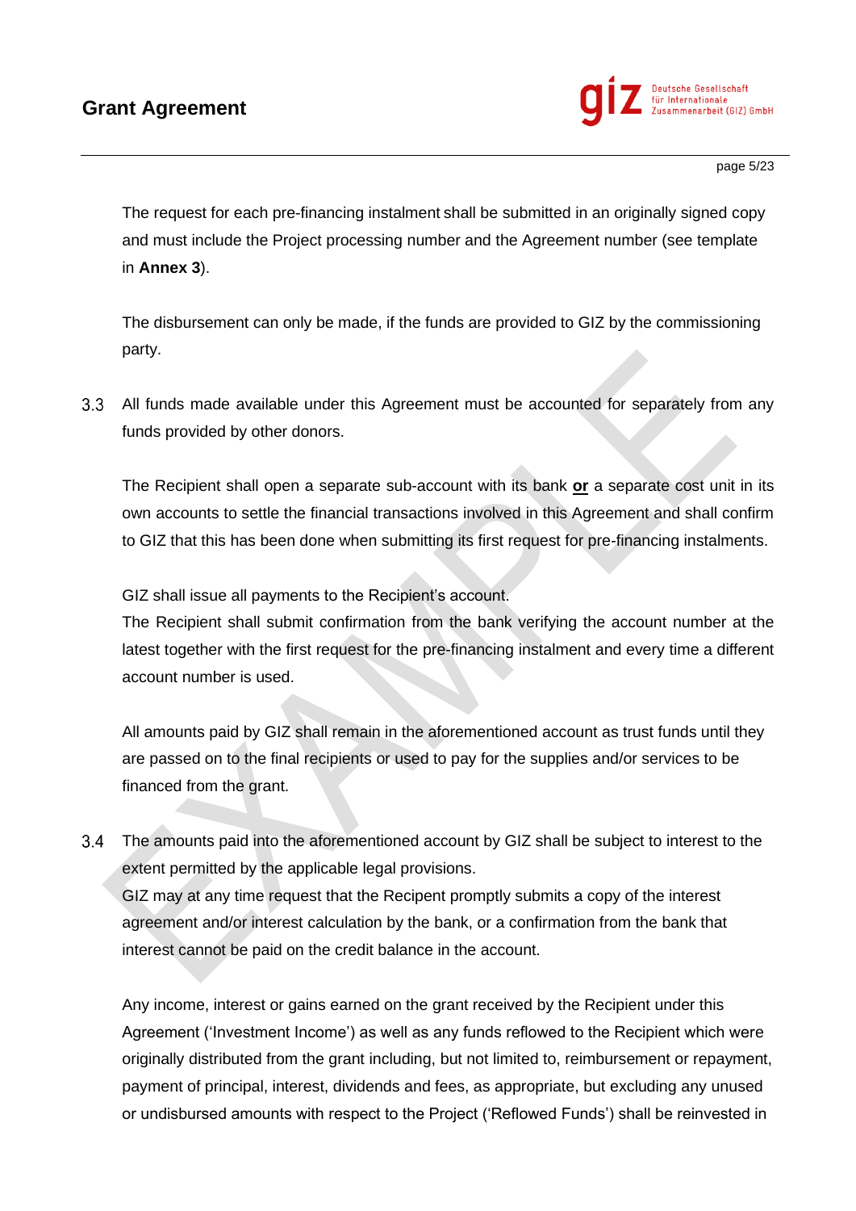The request for each pre-financing instalment shall be submitted in an originally signed copy and must include the Project processing number and the Agreement number (see template in **Annex 3**).

The disbursement can only be made, if the funds are provided to GIZ by the commissioning party.

3.3 All funds made available under this Agreement must be accounted for separately from any funds provided by other donors.

The Recipient shall open a separate sub-account with its bank **or** a separate cost unit in its own accounts to settle the financial transactions involved in this Agreement and shall confirm to GIZ that this has been done when submitting its first request for pre-financing instalments.

GIZ shall issue all payments to the Recipient's account.
The Recipient shall submit confirmation from the bank verifying the account number at the latest together with the first request for the pre-financing instalment and every time a different account number is used.

All amounts paid by GIZ shall remain in the aforementioned account as trust funds until they are passed on to the final recipients or used to pay for the supplies and/or services to be financed from the grant.

3.4 The amounts paid into the aforementioned account by GIZ shall be subject to interest to the extent permitted by the applicable legal provisions.
GIZ may at any time request that the Recipent promptly submits a copy of the interest agreement and/or interest calculation by the bank, or a confirmation from the bank that interest cannot be paid on the credit balance in the account.

Any income, interest or gains earned on the grant received by the Recipient under this Agreement ('Investment Income') as well as any funds reflowed to the Recipient which were originally distributed from the grant including, but not limited to, reimbursement or repayment, payment of principal, interest, dividends and fees, as appropriate, but excluding any unused or undisbursed amounts with respect to the Project ('Reflowed Funds') shall be reinvested in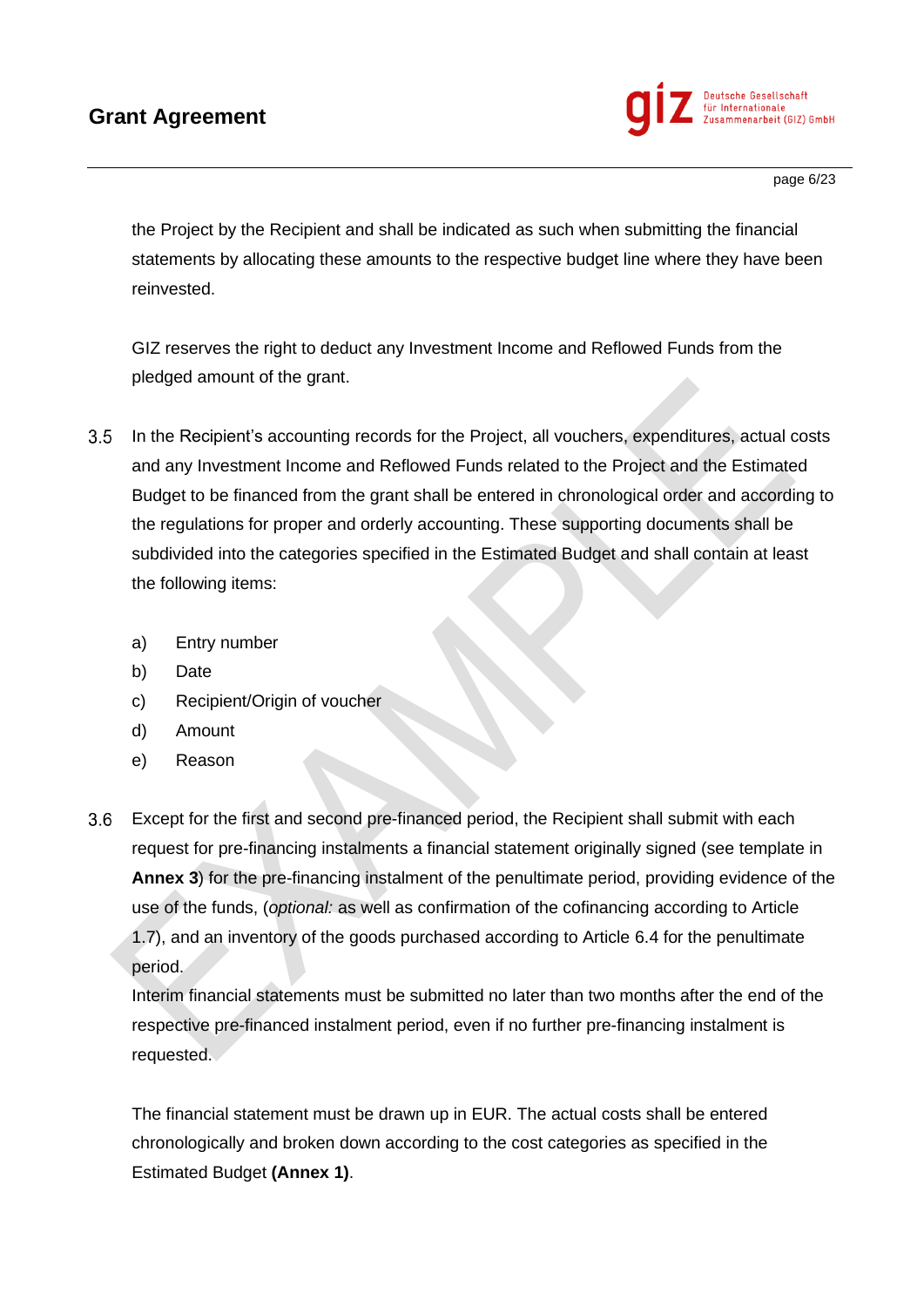the Project by the Recipient and shall be indicated as such when submitting the financial statements by allocating these amounts to the respective budget line where they have been reinvested.

GIZ reserves the right to deduct any Investment Income and Reflowed Funds from the pledged amount of the grant.

3.5 In the Recipient's accounting records for the Project, all vouchers, expenditures, actual costs and any Investment Income and Reflowed Funds related to the Project and the Estimated Budget to be financed from the grant shall be entered in chronological order and according to the regulations for proper and orderly accounting. These supporting documents shall be subdivided into the categories specified in the Estimated Budget and shall contain at least the following items:

a) Entry number
b) Date
c) Recipient/Origin of voucher
d) Amount
e) Reason

3.6 Except for the first and second pre-financed period, the Recipient shall submit with each request for pre-financing instalments a financial statement originally signed (see template in **Annex 3**) for the pre-financing instalment of the penultimate period, providing evidence of the use of the funds, (*optional:* as well as confirmation of the cofinancing according to Article 1.7), and an inventory of the goods purchased according to Article 6.4 for the penultimate period.
Interim financial statements must be submitted no later than two months after the end of the respective pre-financed instalment period, even if no further pre-financing instalment is requested.

The financial statement must be drawn up in EUR. The actual costs shall be entered chronologically and broken down according to the cost categories as specified in the Estimated Budget **(Annex 1)**.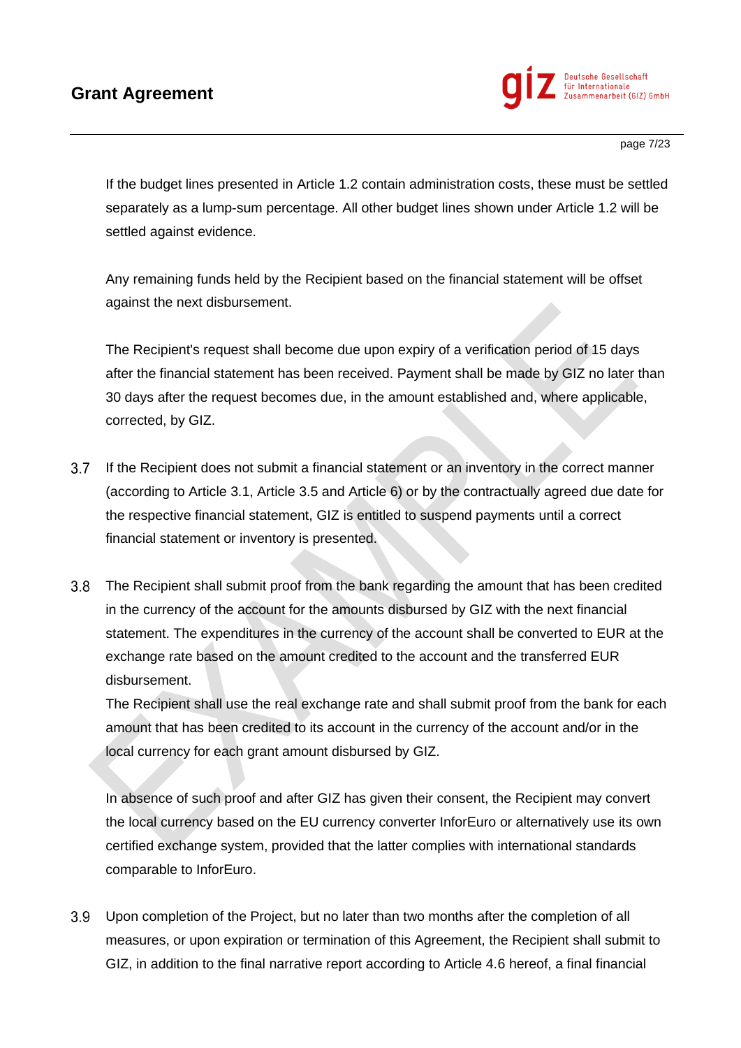If the budget lines presented in Article 1.2 contain administration costs, these must be settled separately as a lump-sum percentage. All other budget lines shown under Article 1.2 will be settled against evidence.

Any remaining funds held by the Recipient based on the financial statement will be offset against the next disbursement.

The Recipient's request shall become due upon expiry of a verification period of 15 days after the financial statement has been received. Payment shall be made by GIZ no later than 30 days after the request becomes due, in the amount established and, where applicable, corrected, by GIZ.

3.7 If the Recipient does not submit a financial statement or an inventory in the correct manner (according to Article 3.1, Article 3.5 and Article 6) or by the contractually agreed due date for the respective financial statement, GIZ is entitled to suspend payments until a correct financial statement or inventory is presented.

3.8 The Recipient shall submit proof from the bank regarding the amount that has been credited in the currency of the account for the amounts disbursed by GIZ with the next financial statement. The expenditures in the currency of the account shall be converted to EUR at the exchange rate based on the amount credited to the account and the transferred EUR disbursement.
The Recipient shall use the real exchange rate and shall submit proof from the bank for each amount that has been credited to its account in the currency of the account and/or in the local currency for each grant amount disbursed by GIZ.

In absence of such proof and after GIZ has given their consent, the Recipient may convert the local currency based on the EU currency converter InforEuro or alternatively use its own certified exchange system, provided that the latter complies with international standards comparable to InforEuro.

3.9 Upon completion of the Project, but no later than two months after the completion of all measures, or upon expiration or termination of this Agreement, the Recipient shall submit to GIZ, in addition to the final narrative report according to Article 4.6 hereof, a final financial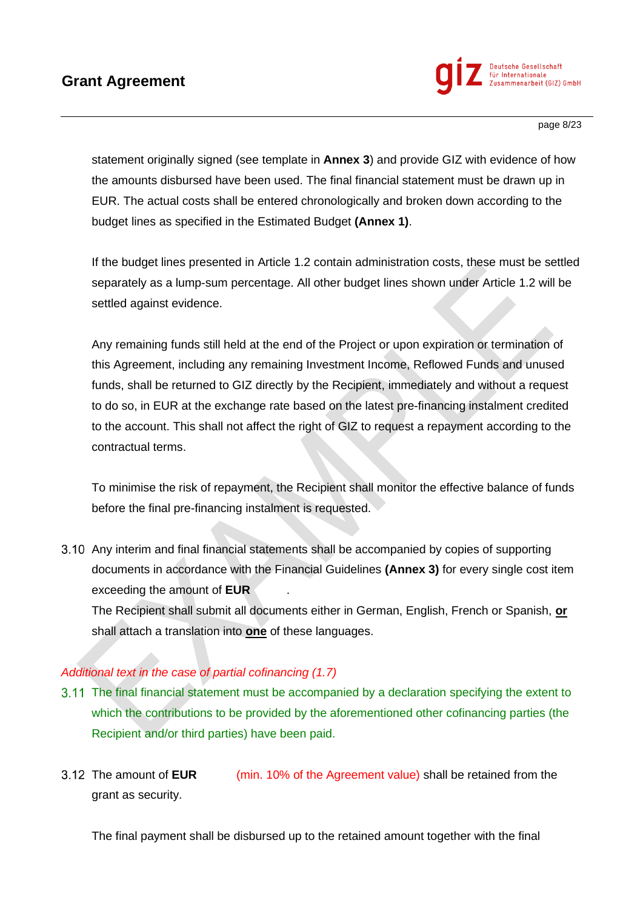statement originally signed (see template in **Annex 3**) and provide GIZ with evidence of how the amounts disbursed have been used. The final financial statement must be drawn up in EUR. The actual costs shall be entered chronologically and broken down according to the budget lines as specified in the Estimated Budget **(Annex 1)**.

If the budget lines presented in Article 1.2 contain administration costs, these must be settled separately as a lump-sum percentage. All other budget lines shown under Article 1.2 will be settled against evidence.

Any remaining funds still held at the end of the Project or upon expiration or termination of this Agreement, including any remaining Investment Income, Reflowed Funds and unused funds, shall be returned to GIZ directly by the Recipient, immediately and without a request to do so, in EUR at the exchange rate based on the latest pre-financing instalment credited to the account. This shall not affect the right of GIZ to request a repayment according to the contractual terms.

To minimise the risk of repayment, the Recipient shall monitor the effective balance of funds before the final pre-financing instalment is requested.

3.10 Any interim and final financial statements shall be accompanied by copies of supporting documents in accordance with the Financial Guidelines **(Annex 3)** for every single cost item exceeding the amount of **EUR** .
The Recipient shall submit all documents either in German, English, French or Spanish, **or** shall attach a translation into **one** of these languages.

*Additional text in the case of partial cofinancing (1.7)*

3.11 The final financial statement must be accompanied by a declaration specifying the extent to which the contributions to be provided by the aforementioned other cofinancing parties (the Recipient and/or third parties) have been paid.

3.12 The amount of **EUR** (min. 10% of the Agreement value) shall be retained from the grant as security.

The final payment shall be disbursed up to the retained amount together with the final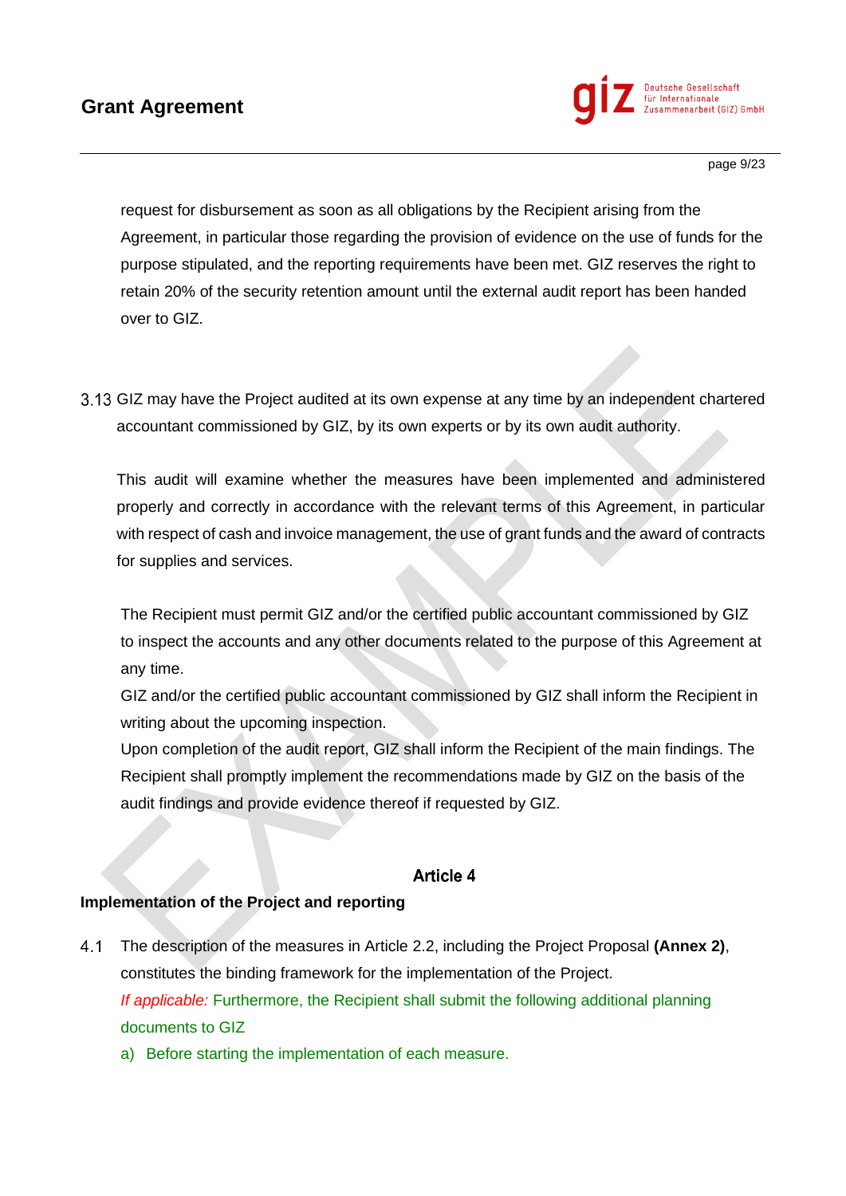request for disbursement as soon as all obligations by the Recipient arising from the Agreement, in particular those regarding the provision of evidence on the use of funds for the purpose stipulated, and the reporting requirements have been met. GIZ reserves the right to retain 20% of the security retention amount until the external audit report has been handed over to GIZ.

3.13 GIZ may have the Project audited at its own expense at any time by an independent chartered accountant commissioned by GIZ, by its own experts or by its own audit authority.

This audit will examine whether the measures have been implemented and administered properly and correctly in accordance with the relevant terms of this Agreement, in particular with respect of cash and invoice management, the use of grant funds and the award of contracts for supplies and services.

The Recipient must permit GIZ and/or the certified public accountant commissioned by GIZ to inspect the accounts and any other documents related to the purpose of this Agreement at any time.

GIZ and/or the certified public accountant commissioned by GIZ shall inform the Recipient in writing about the upcoming inspection.

Upon completion of the audit report, GIZ shall inform the Recipient of the main findings. The Recipient shall promptly implement the recommendations made by GIZ on the basis of the audit findings and provide evidence thereof if requested by GIZ.

## Article 4

**Implementation of the Project and reporting**

4.1 The description of the measures in Article 2.2, including the Project Proposal **(Annex 2)**, constitutes the binding framework for the implementation of the Project.

*If applicable:* Furthermore, the Recipient shall submit the following additional planning documents to GIZ

a) Before starting the implementation of each measure.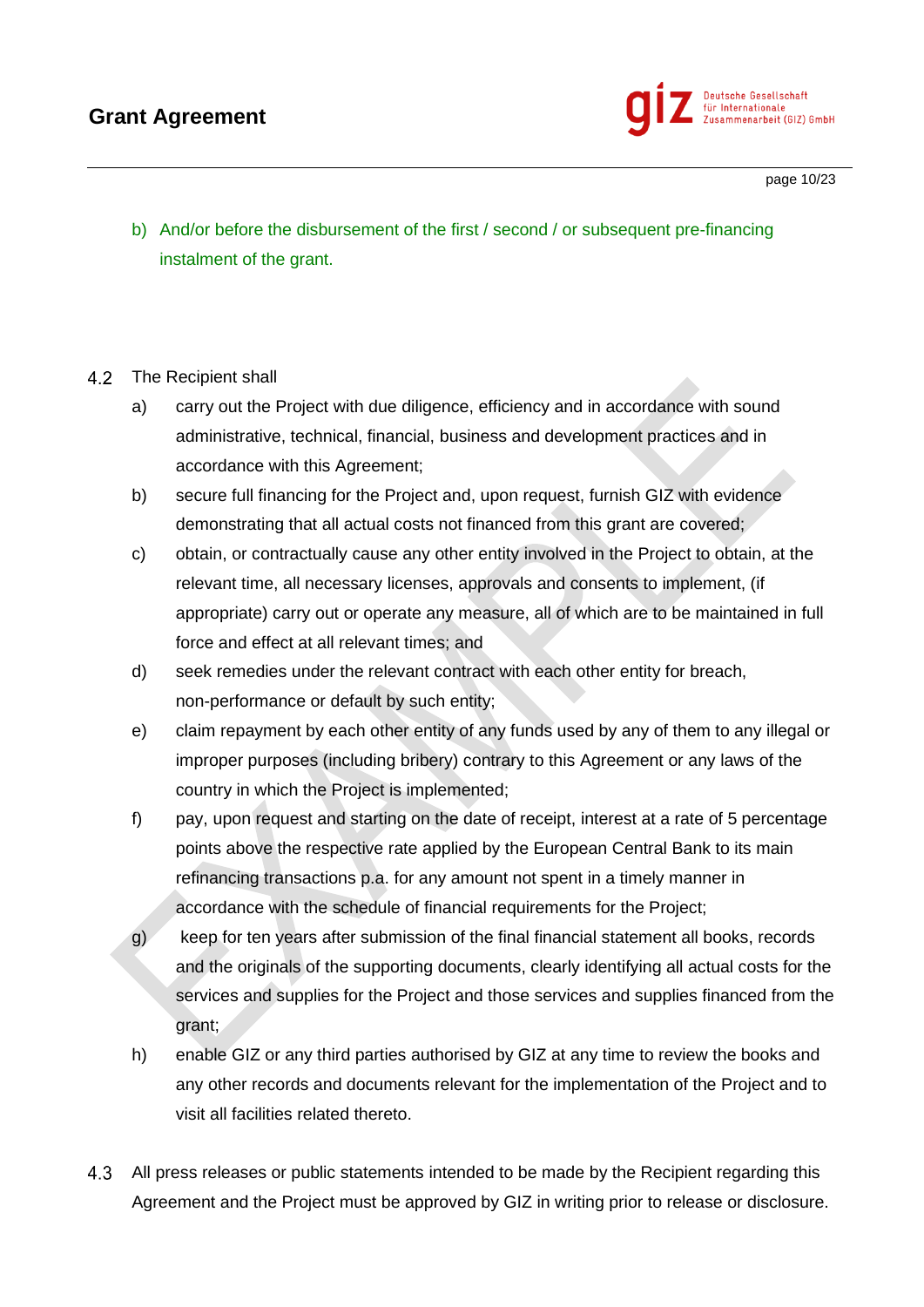b) And/or before the disbursement of the first / second / or subsequent pre-financing instalment of the grant.

4.2 The Recipient shall

a) carry out the Project with due diligence, efficiency and in accordance with sound administrative, technical, financial, business and development practices and in accordance with this Agreement;

b) secure full financing for the Project and, upon request, furnish GIZ with evidence demonstrating that all actual costs not financed from this grant are covered;

c) obtain, or contractually cause any other entity involved in the Project to obtain, at the relevant time, all necessary licenses, approvals and consents to implement, (if appropriate) carry out or operate any measure, all of which are to be maintained in full force and effect at all relevant times; and

d) seek remedies under the relevant contract with each other entity for breach, non-performance or default by such entity;

e) claim repayment by each other entity of any funds used by any of them to any illegal or improper purposes (including bribery) contrary to this Agreement or any laws of the country in which the Project is implemented;

f) pay, upon request and starting on the date of receipt, interest at a rate of 5 percentage points above the respective rate applied by the European Central Bank to its main refinancing transactions p.a. for any amount not spent in a timely manner in accordance with the schedule of financial requirements for the Project;

g) keep for ten years after submission of the final financial statement all books, records and the originals of the supporting documents, clearly identifying all actual costs for the services and supplies for the Project and those services and supplies financed from the grant;

h) enable GIZ or any third parties authorised by GIZ at any time to review the books and any other records and documents relevant for the implementation of the Project and to visit all facilities related thereto.

4.3 All press releases or public statements intended to be made by the Recipient regarding this Agreement and the Project must be approved by GIZ in writing prior to release or disclosure.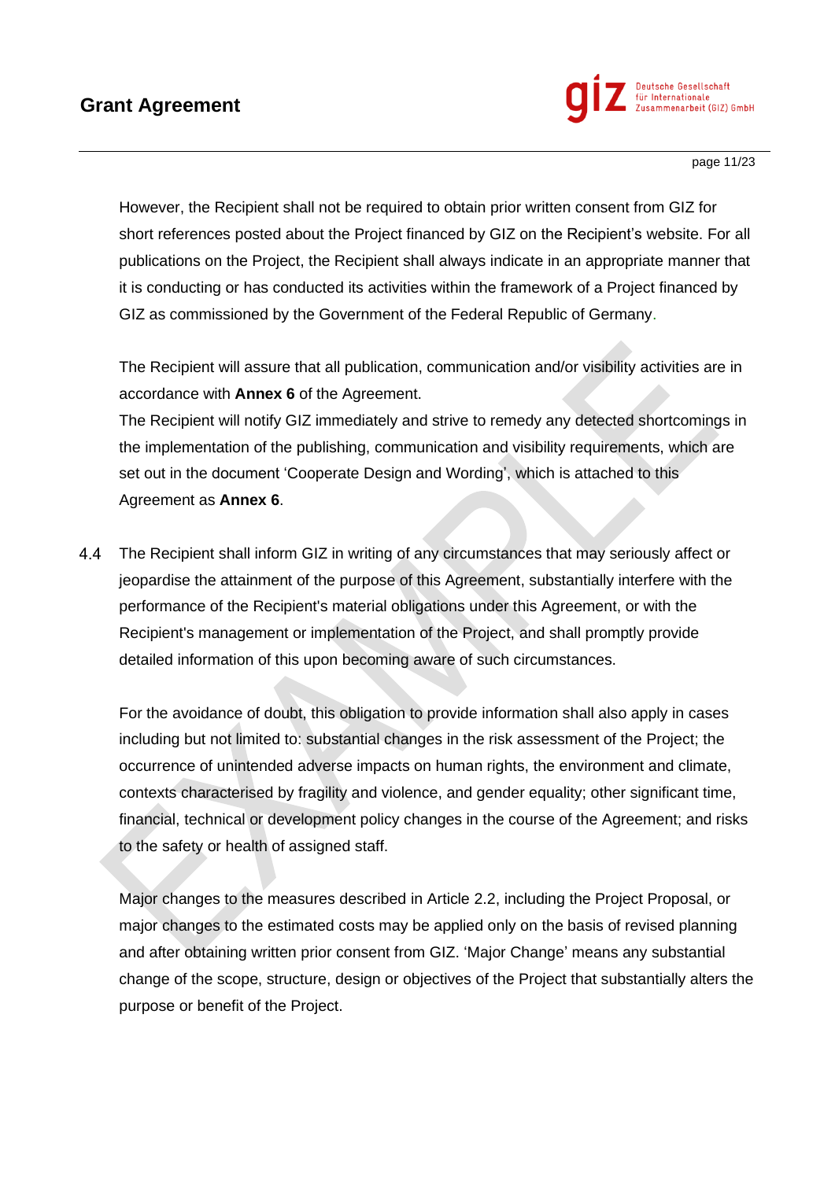However, the Recipient shall not be required to obtain prior written consent from GIZ for short references posted about the Project financed by GIZ on the Recipient's website. For all publications on the Project, the Recipient shall always indicate in an appropriate manner that it is conducting or has conducted its activities within the framework of a Project financed by GIZ as commissioned by the Government of the Federal Republic of Germany.

The Recipient will assure that all publication, communication and/or visibility activities are in accordance with **Annex 6** of the Agreement.
The Recipient will notify GIZ immediately and strive to remedy any detected shortcomings in the implementation of the publishing, communication and visibility requirements, which are set out in the document 'Cooperate Design and Wording', which is attached to this Agreement as **Annex 6**.

4.4 The Recipient shall inform GIZ in writing of any circumstances that may seriously affect or jeopardise the attainment of the purpose of this Agreement, substantially interfere with the performance of the Recipient's material obligations under this Agreement, or with the Recipient's management or implementation of the Project, and shall promptly provide detailed information of this upon becoming aware of such circumstances.

For the avoidance of doubt, this obligation to provide information shall also apply in cases including but not limited to: substantial changes in the risk assessment of the Project; the occurrence of unintended adverse impacts on human rights, the environment and climate, contexts characterised by fragility and violence, and gender equality; other significant time, financial, technical or development policy changes in the course of the Agreement; and risks to the safety or health of assigned staff.

Major changes to the measures described in Article 2.2, including the Project Proposal, or major changes to the estimated costs may be applied only on the basis of revised planning and after obtaining written prior consent from GIZ. 'Major Change' means any substantial change of the scope, structure, design or objectives of the Project that substantially alters the purpose or benefit of the Project.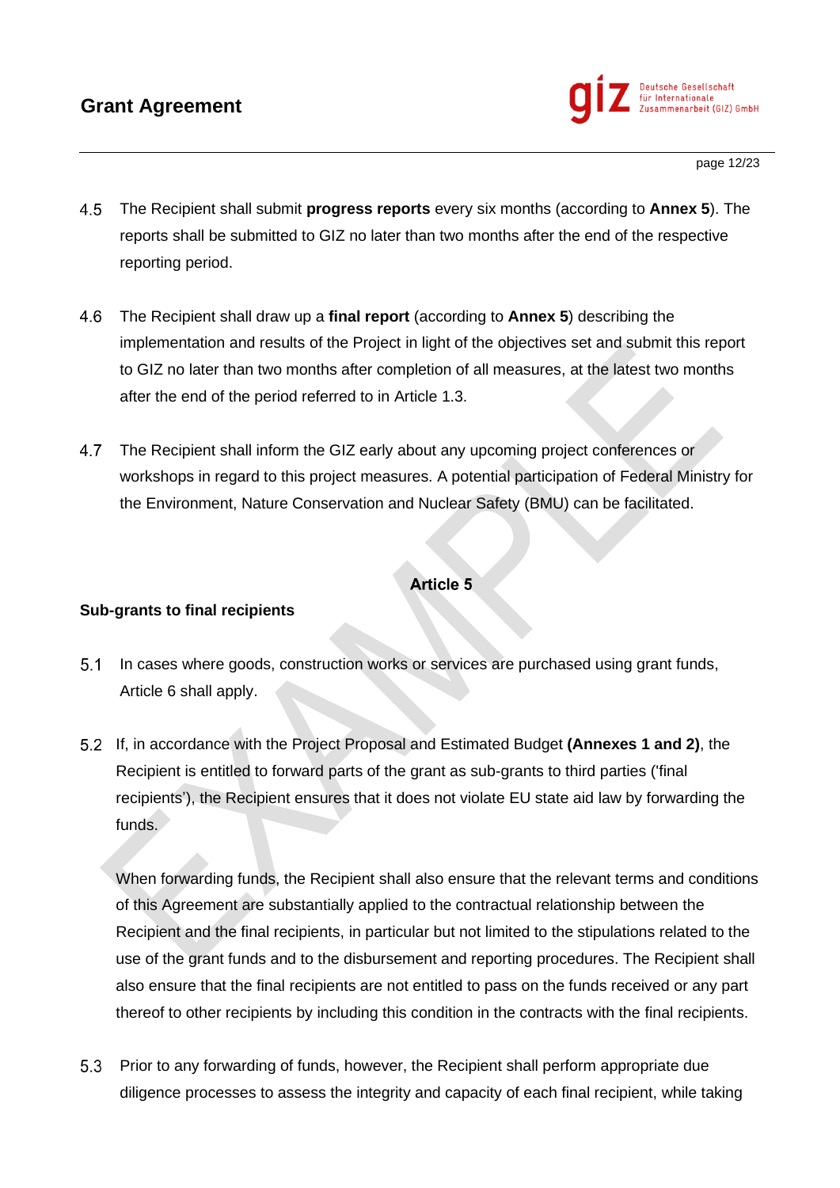4.5 The Recipient shall submit **progress reports** every six months (according to **Annex 5**). The reports shall be submitted to GIZ no later than two months after the end of the respective reporting period.

4.6 The Recipient shall draw up a **final report** (according to **Annex 5**) describing the implementation and results of the Project in light of the objectives set and submit this report to GIZ no later than two months after completion of all measures, at the latest two months after the end of the period referred to in Article 1.3.

4.7 The Recipient shall inform the GIZ early about any upcoming project conferences or workshops in regard to this project measures. A potential participation of Federal Ministry for the Environment, Nature Conservation and Nuclear Safety (BMU) can be facilitated.

**Article 5**

**Sub-grants to final recipients**

5.1 In cases where goods, construction works or services are purchased using grant funds, Article 6 shall apply.

5.2 If, in accordance with the Project Proposal and Estimated Budget **(Annexes 1 and 2)**, the Recipient is entitled to forward parts of the grant as sub-grants to third parties ('final recipients'), the Recipient ensures that it does not violate EU state aid law by forwarding the funds.

When forwarding funds, the Recipient shall also ensure that the relevant terms and conditions of this Agreement are substantially applied to the contractual relationship between the Recipient and the final recipients, in particular but not limited to the stipulations related to the use of the grant funds and to the disbursement and reporting procedures. The Recipient shall also ensure that the final recipients are not entitled to pass on the funds received or any part thereof to other recipients by including this condition in the contracts with the final recipients.

5.3 Prior to any forwarding of funds, however, the Recipient shall perform appropriate due diligence processes to assess the integrity and capacity of each final recipient, while taking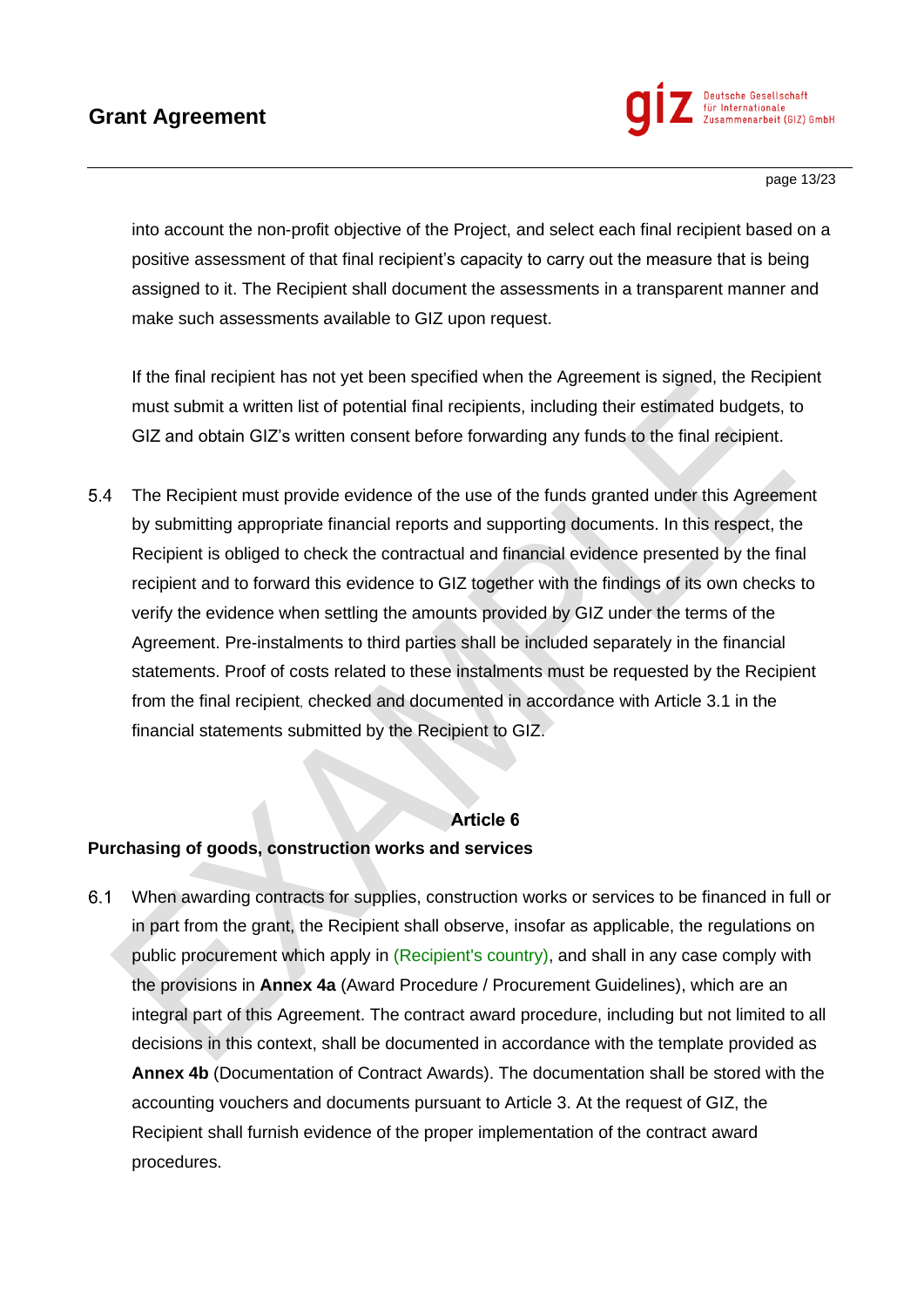into account the non-profit objective of the Project, and select each final recipient based on a positive assessment of that final recipient's capacity to carry out the measure that is being assigned to it. The Recipient shall document the assessments in a transparent manner and make such assessments available to GIZ upon request.

If the final recipient has not yet been specified when the Agreement is signed, the Recipient must submit a written list of potential final recipients, including their estimated budgets, to GIZ and obtain GIZ's written consent before forwarding any funds to the final recipient.

5.4 The Recipient must provide evidence of the use of the funds granted under this Agreement by submitting appropriate financial reports and supporting documents. In this respect, the Recipient is obliged to check the contractual and financial evidence presented by the final recipient and to forward this evidence to GIZ together with the findings of its own checks to verify the evidence when settling the amounts provided by GIZ under the terms of the Agreement. Pre-instalments to third parties shall be included separately in the financial statements. Proof of costs related to these instalments must be requested by the Recipient from the final recipient, checked and documented in accordance with Article 3.1 in the financial statements submitted by the Recipient to GIZ.

## Article 6

### Purchasing of goods, construction works and services

6.1 When awarding contracts for supplies, construction works or services to be financed in full or in part from the grant, the Recipient shall observe, insofar as applicable, the regulations on public procurement which apply in (Recipient's country), and shall in any case comply with the provisions in **Annex 4a** (Award Procedure / Procurement Guidelines), which are an integral part of this Agreement. The contract award procedure, including but not limited to all decisions in this context, shall be documented in accordance with the template provided as **Annex 4b** (Documentation of Contract Awards). The documentation shall be stored with the accounting vouchers and documents pursuant to Article 3. At the request of GIZ, the Recipient shall furnish evidence of the proper implementation of the contract award procedures.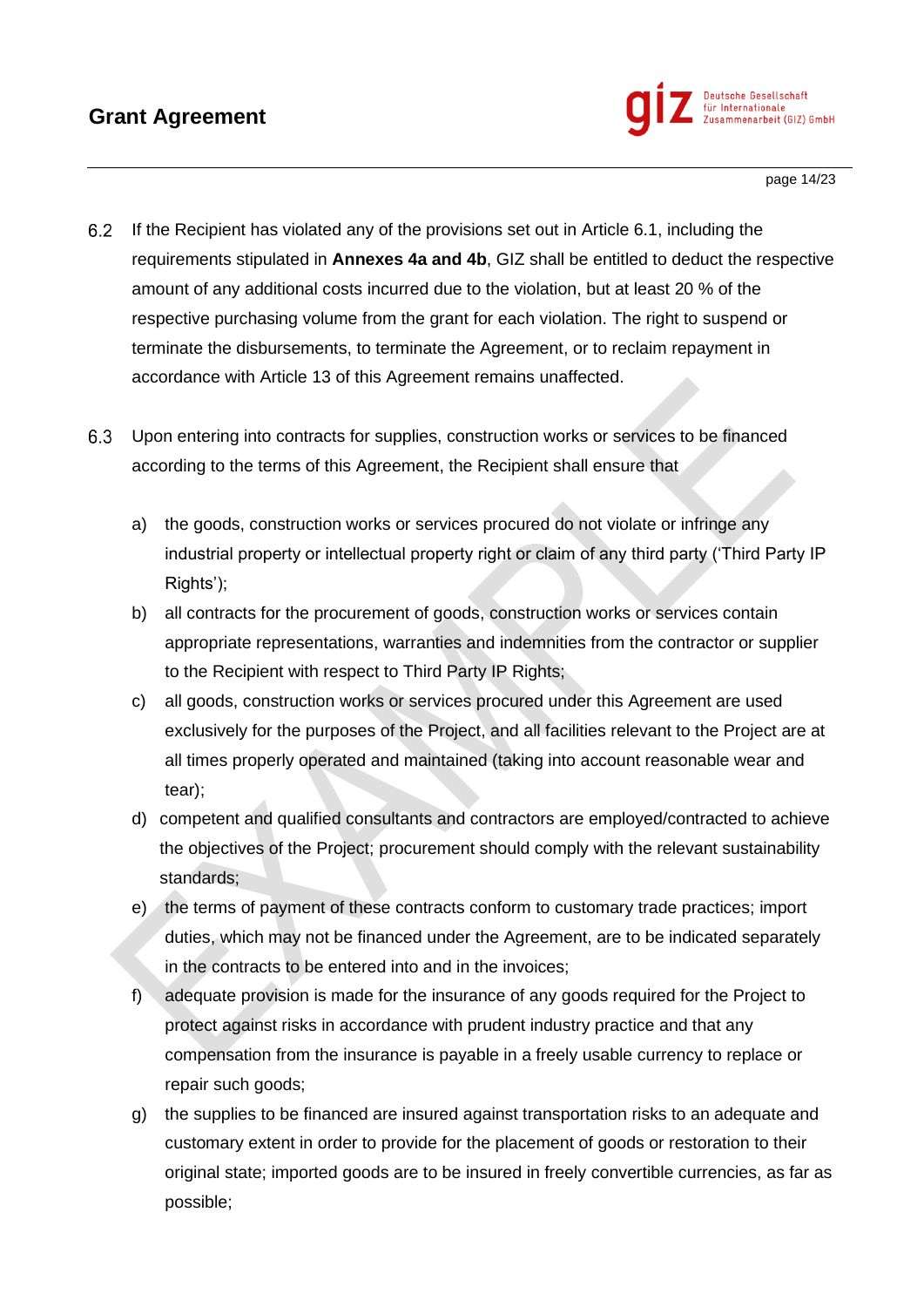6.2 If the Recipient has violated any of the provisions set out in Article 6.1, including the requirements stipulated in **Annexes 4a and 4b**, GIZ shall be entitled to deduct the respective amount of any additional costs incurred due to the violation, but at least 20 % of the respective purchasing volume from the grant for each violation. The right to suspend or terminate the disbursements, to terminate the Agreement, or to reclaim repayment in accordance with Article 13 of this Agreement remains unaffected.

6.3 Upon entering into contracts for supplies, construction works or services to be financed according to the terms of this Agreement, the Recipient shall ensure that

a) the goods, construction works or services procured do not violate or infringe any industrial property or intellectual property right or claim of any third party ('Third Party IP Rights');

b) all contracts for the procurement of goods, construction works or services contain appropriate representations, warranties and indemnities from the contractor or supplier to the Recipient with respect to Third Party IP Rights;

c) all goods, construction works or services procured under this Agreement are used exclusively for the purposes of the Project, and all facilities relevant to the Project are at all times properly operated and maintained (taking into account reasonable wear and tear);

d) competent and qualified consultants and contractors are employed/contracted to achieve the objectives of the Project; procurement should comply with the relevant sustainability standards;

e) the terms of payment of these contracts conform to customary trade practices; import duties, which may not be financed under the Agreement, are to be indicated separately in the contracts to be entered into and in the invoices;

f) adequate provision is made for the insurance of any goods required for the Project to protect against risks in accordance with prudent industry practice and that any compensation from the insurance is payable in a freely usable currency to replace or repair such goods;

g) the supplies to be financed are insured against transportation risks to an adequate and customary extent in order to provide for the placement of goods or restoration to their original state; imported goods are to be insured in freely convertible currencies, as far as possible;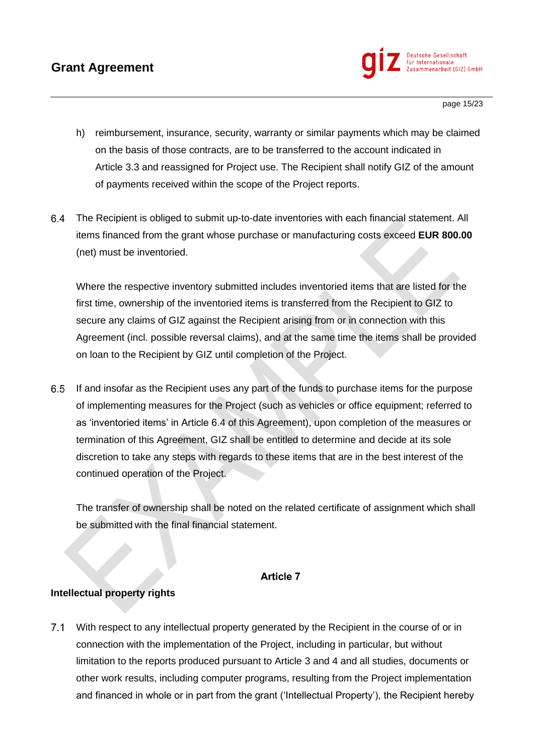h) reimbursement, insurance, security, warranty or similar payments which may be claimed on the basis of those contracts, are to be transferred to the account indicated in Article 3.3 and reassigned for Project use. The Recipient shall notify GIZ of the amount of payments received within the scope of the Project reports.

6.4 The Recipient is obliged to submit up-to-date inventories with each financial statement. All items financed from the grant whose purchase or manufacturing costs exceed **EUR 800.00** (net) must be inventoried.

Where the respective inventory submitted includes inventoried items that are listed for the first time, ownership of the inventoried items is transferred from the Recipient to GIZ to secure any claims of GIZ against the Recipient arising from or in connection with this Agreement (incl. possible reversal claims), and at the same time the items shall be provided on loan to the Recipient by GIZ until completion of the Project.

6.5 If and insofar as the Recipient uses any part of the funds to purchase items for the purpose of implementing measures for the Project (such as vehicles or office equipment; referred to as 'inventoried items' in Article 6.4 of this Agreement), upon completion of the measures or termination of this Agreement, GIZ shall be entitled to determine and decide at its sole discretion to take any steps with regards to these items that are in the best interest of the continued operation of the Project.

The transfer of ownership shall be noted on the related certificate of assignment which shall be submitted with the final financial statement.

## Article 7

### Intellectual property rights

7.1 With respect to any intellectual property generated by the Recipient in the course of or in connection with the implementation of the Project, including in particular, but without limitation to the reports produced pursuant to Article 3 and 4 and all studies, documents or other work results, including computer programs, resulting from the Project implementation and financed in whole or in part from the grant ('Intellectual Property'), the Recipient hereby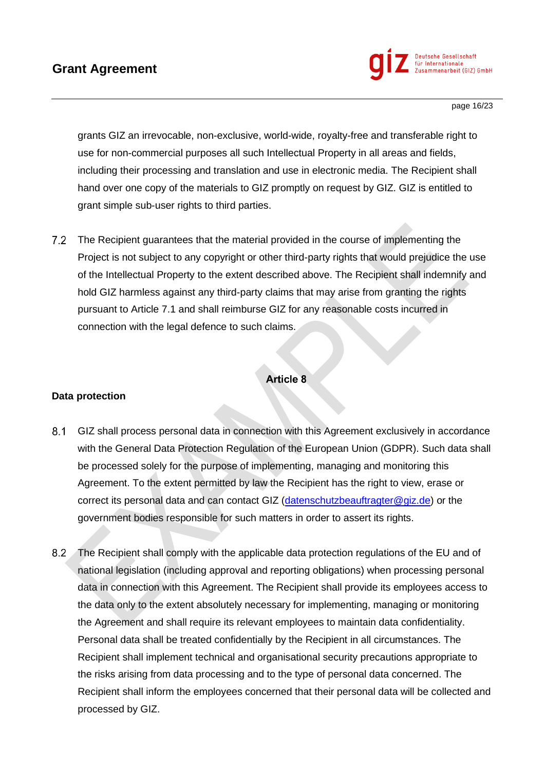grants GIZ an irrevocable, non-exclusive, world-wide, royalty-free and transferable right to use for non-commercial purposes all such Intellectual Property in all areas and fields, including their processing and translation and use in electronic media. The Recipient shall hand over one copy of the materials to GIZ promptly on request by GIZ. GIZ is entitled to grant simple sub-user rights to third parties.

7.2 The Recipient guarantees that the material provided in the course of implementing the Project is not subject to any copyright or other third-party rights that would prejudice the use of the Intellectual Property to the extent described above. The Recipient shall indemnify and hold GIZ harmless against any third-party claims that may arise from granting the rights pursuant to Article 7.1 and shall reimburse GIZ for any reasonable costs incurred in connection with the legal defence to such claims.

## Article 8

**Data protection**

8.1 GIZ shall process personal data in connection with this Agreement exclusively in accordance with the General Data Protection Regulation of the European Union (GDPR). Such data shall be processed solely for the purpose of implementing, managing and monitoring this Agreement. To the extent permitted by law the Recipient has the right to view, erase or correct its personal data and can contact GIZ (datenschutzbeauftragter@giz.de) or the government bodies responsible for such matters in order to assert its rights.

8.2 The Recipient shall comply with the applicable data protection regulations of the EU and of national legislation (including approval and reporting obligations) when processing personal data in connection with this Agreement. The Recipient shall provide its employees access to the data only to the extent absolutely necessary for implementing, managing or monitoring the Agreement and shall require its relevant employees to maintain data confidentiality. Personal data shall be treated confidentially by the Recipient in all circumstances. The Recipient shall implement technical and organisational security precautions appropriate to the risks arising from data processing and to the type of personal data concerned. The Recipient shall inform the employees concerned that their personal data will be collected and processed by GIZ.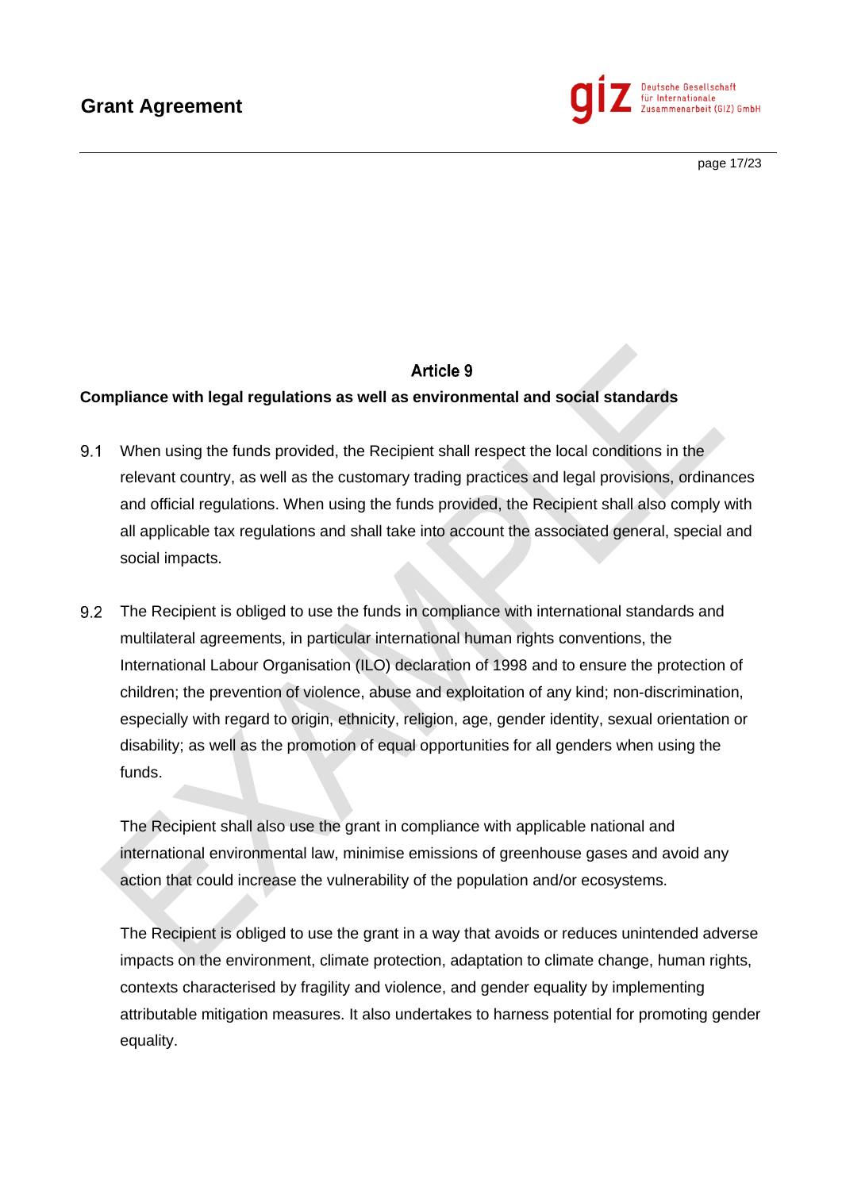## Article 9

**Compliance with legal regulations as well as environmental and social standards**

9.1 When using the funds provided, the Recipient shall respect the local conditions in the relevant country, as well as the customary trading practices and legal provisions, ordinances and official regulations. When using the funds provided, the Recipient shall also comply with all applicable tax regulations and shall take into account the associated general, special and social impacts.

9.2 The Recipient is obliged to use the funds in compliance with international standards and multilateral agreements, in particular international human rights conventions, the International Labour Organisation (ILO) declaration of 1998 and to ensure the protection of children; the prevention of violence, abuse and exploitation of any kind; non-discrimination, especially with regard to origin, ethnicity, religion, age, gender identity, sexual orientation or disability; as well as the promotion of equal opportunities for all genders when using the funds.

The Recipient shall also use the grant in compliance with applicable national and international environmental law, minimise emissions of greenhouse gases and avoid any action that could increase the vulnerability of the population and/or ecosystems.

The Recipient is obliged to use the grant in a way that avoids or reduces unintended adverse impacts on the environment, climate protection, adaptation to climate change, human rights, contexts characterised by fragility and violence, and gender equality by implementing attributable mitigation measures. It also undertakes to harness potential for promoting gender equality.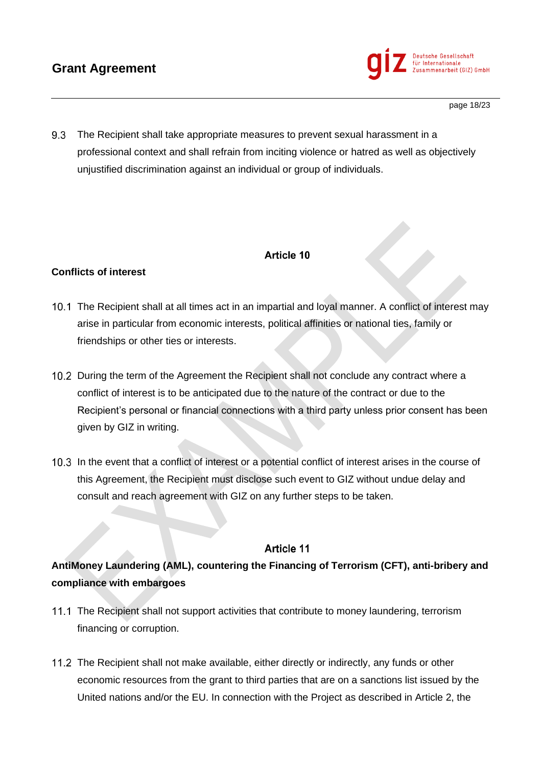9.3 The Recipient shall take appropriate measures to prevent sexual harassment in a professional context and shall refrain from inciting violence or hatred as well as objectively unjustified discrimination against an individual or group of individuals.

## Article 10

**Conflicts of interest**

10.1 The Recipient shall at all times act in an impartial and loyal manner. A conflict of interest may arise in particular from economic interests, political affinities or national ties, family or friendships or other ties or interests.

10.2 During the term of the Agreement the Recipient shall not conclude any contract where a conflict of interest is to be anticipated due to the nature of the contract or due to the Recipient's personal or financial connections with a third party unless prior consent has been given by GIZ in writing.

10.3 In the event that a conflict of interest or a potential conflict of interest arises in the course of this Agreement, the Recipient must disclose such event to GIZ without undue delay and consult and reach agreement with GIZ on any further steps to be taken.

## Article 11

**AntiMoney Laundering (AML), countering the Financing of Terrorism (CFT), anti-bribery and compliance with embargoes**

11.1 The Recipient shall not support activities that contribute to money laundering, terrorism financing or corruption.

11.2 The Recipient shall not make available, either directly or indirectly, any funds or other economic resources from the grant to third parties that are on a sanctions list issued by the United nations and/or the EU. In connection with the Project as described in Article 2, the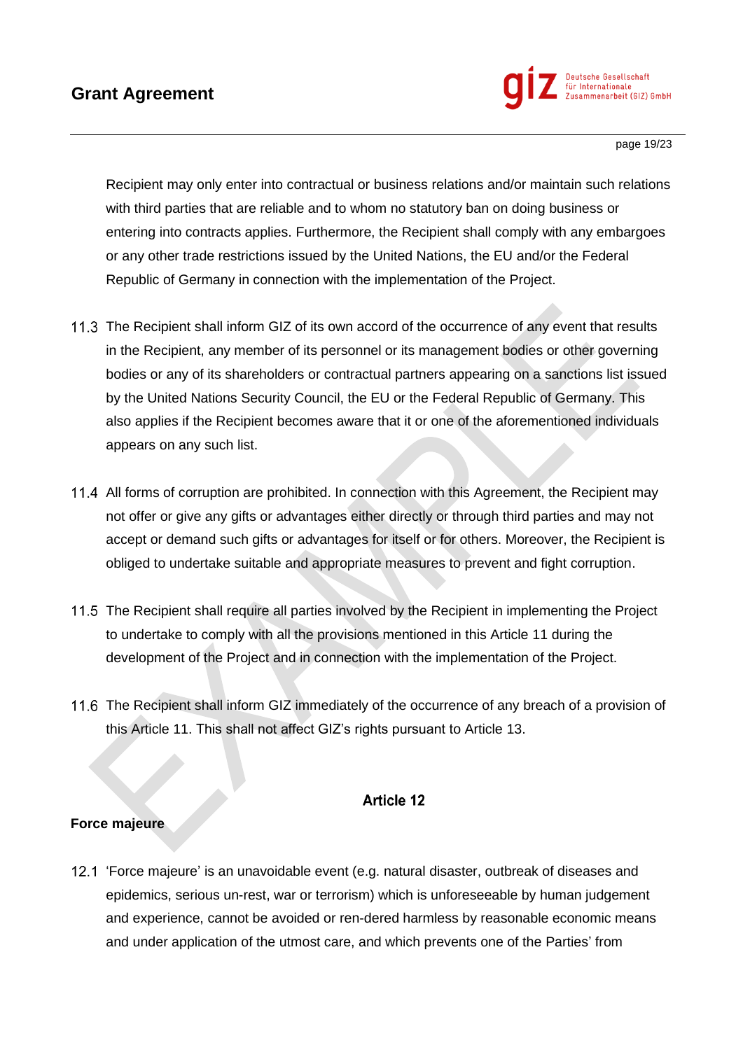Recipient may only enter into contractual or business relations and/or maintain such relations with third parties that are reliable and to whom no statutory ban on doing business or entering into contracts applies. Furthermore, the Recipient shall comply with any embargoes or any other trade restrictions issued by the United Nations, the EU and/or the Federal Republic of Germany in connection with the implementation of the Project.

11.3 The Recipient shall inform GIZ of its own accord of the occurrence of any event that results in the Recipient, any member of its personnel or its management bodies or other governing bodies or any of its shareholders or contractual partners appearing on a sanctions list issued by the United Nations Security Council, the EU or the Federal Republic of Germany. This also applies if the Recipient becomes aware that it or one of the aforementioned individuals appears on any such list.

11.4 All forms of corruption are prohibited. In connection with this Agreement, the Recipient may not offer or give any gifts or advantages either directly or through third parties and may not accept or demand such gifts or advantages for itself or for others. Moreover, the Recipient is obliged to undertake suitable and appropriate measures to prevent and fight corruption.

11.5 The Recipient shall require all parties involved by the Recipient in implementing the Project to undertake to comply with all the provisions mentioned in this Article 11 during the development of the Project and in connection with the implementation of the Project.

11.6 The Recipient shall inform GIZ immediately of the occurrence of any breach of a provision of this Article 11. This shall not affect GIZ's rights pursuant to Article 13.

## Article 12

**Force majeure**

12.1 'Force majeure' is an unavoidable event (e.g. natural disaster, outbreak of diseases and epidemics, serious un-rest, war or terrorism) which is unforeseeable by human judgement and experience, cannot be avoided or ren-dered harmless by reasonable economic means and under application of the utmost care, and which prevents one of the Parties' from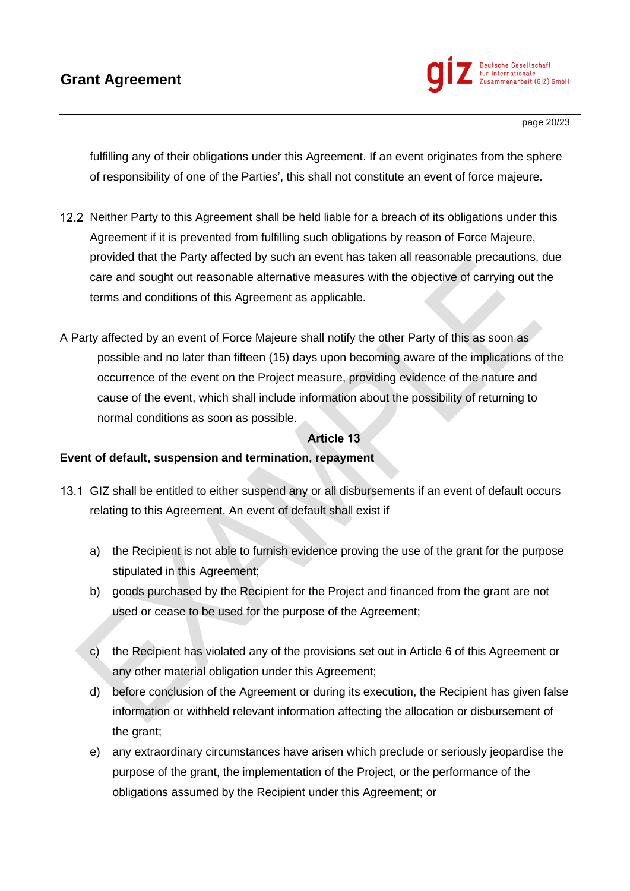fulfilling any of their obligations under this Agreement. If an event originates from the sphere of responsibility of one of the Parties', this shall not constitute an event of force majeure.

12.2 Neither Party to this Agreement shall be held liable for a breach of its obligations under this Agreement if it is prevented from fulfilling such obligations by reason of Force Majeure, provided that the Party affected by such an event has taken all reasonable precautions, due care and sought out reasonable alternative measures with the objective of carrying out the terms and conditions of this Agreement as applicable.

A Party affected by an event of Force Majeure shall notify the other Party of this as soon as possible and no later than fifteen (15) days upon becoming aware of the implications of the occurrence of the event on the Project measure, providing evidence of the nature and cause of the event, which shall include information about the possibility of returning to normal conditions as soon as possible.

## Article 13

**Event of default, suspension and termination, repayment**

13.1 GIZ shall be entitled to either suspend any or all disbursements if an event of default occurs relating to this Agreement. An event of default shall exist if

a) the Recipient is not able to furnish evidence proving the use of the grant for the purpose stipulated in this Agreement;

b) goods purchased by the Recipient for the Project and financed from the grant are not used or cease to be used for the purpose of the Agreement;

c) the Recipient has violated any of the provisions set out in Article 6 of this Agreement or any other material obligation under this Agreement;

d) before conclusion of the Agreement or during its execution, the Recipient has given false information or withheld relevant information affecting the allocation or disbursement of the grant;

e) any extraordinary circumstances have arisen which preclude or seriously jeopardise the purpose of the grant, the implementation of the Project, or the performance of the obligations assumed by the Recipient under this Agreement; or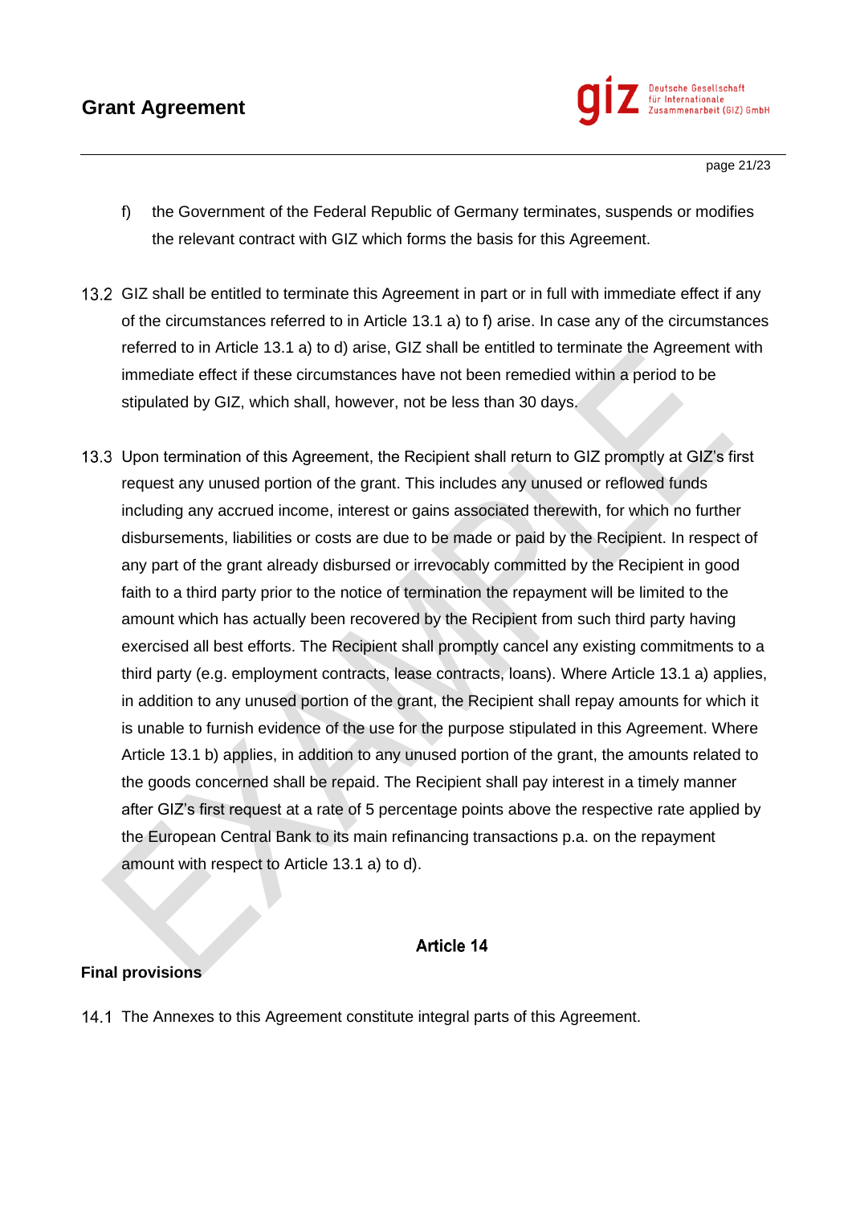f) the Government of the Federal Republic of Germany terminates, suspends or modifies the relevant contract with GIZ which forms the basis for this Agreement.

13.2 GIZ shall be entitled to terminate this Agreement in part or in full with immediate effect if any of the circumstances referred to in Article 13.1 a) to f) arise. In case any of the circumstances referred to in Article 13.1 a) to d) arise, GIZ shall be entitled to terminate the Agreement with immediate effect if these circumstances have not been remedied within a period to be stipulated by GIZ, which shall, however, not be less than 30 days.

13.3 Upon termination of this Agreement, the Recipient shall return to GIZ promptly at GIZ's first request any unused portion of the grant. This includes any unused or reflowed funds including any accrued income, interest or gains associated therewith, for which no further disbursements, liabilities or costs are due to be made or paid by the Recipient. In respect of any part of the grant already disbursed or irrevocably committed by the Recipient in good faith to a third party prior to the notice of termination the repayment will be limited to the amount which has actually been recovered by the Recipient from such third party having exercised all best efforts. The Recipient shall promptly cancel any existing commitments to a third party (e.g. employment contracts, lease contracts, loans). Where Article 13.1 a) applies, in addition to any unused portion of the grant, the Recipient shall repay amounts for which it is unable to furnish evidence of the use for the purpose stipulated in this Agreement. Where Article 13.1 b) applies, in addition to any unused portion of the grant, the amounts related to the goods concerned shall be repaid. The Recipient shall pay interest in a timely manner after GIZ's first request at a rate of 5 percentage points above the respective rate applied by the European Central Bank to its main refinancing transactions p.a. on the repayment amount with respect to Article 13.1 a) to d).

## Article 14

**Final provisions**

14.1 The Annexes to this Agreement constitute integral parts of this Agreement.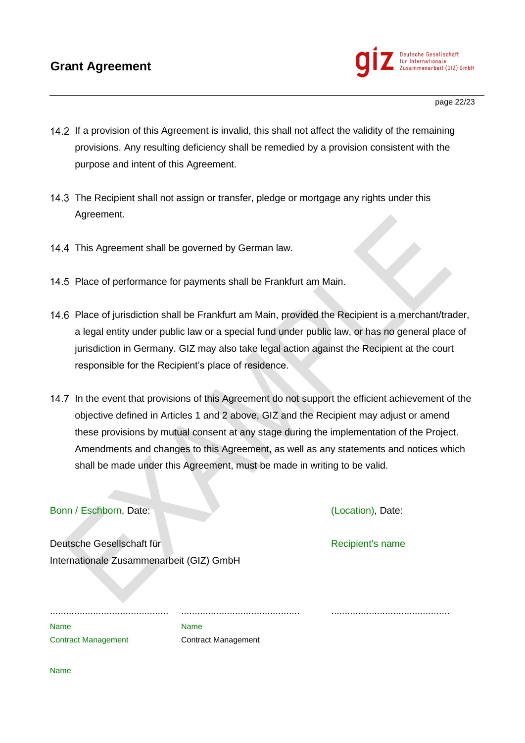14.2 If a provision of this Agreement is invalid, this shall not affect the validity of the remaining provisions. Any resulting deficiency shall be remedied by a provision consistent with the purpose and intent of this Agreement.

14.3 The Recipient shall not assign or transfer, pledge or mortgage any rights under this Agreement.

14.4 This Agreement shall be governed by German law.

14.5 Place of performance for payments shall be Frankfurt am Main.

14.6 Place of jurisdiction shall be Frankfurt am Main, provided the Recipient is a merchant/trader, a legal entity under public law or a special fund under public law, or has no general place of jurisdiction in Germany. GIZ may also take legal action against the Recipient at the court responsible for the Recipient's place of residence.

14.7 In the event that provisions of this Agreement do not support the efficient achievement of the objective defined in Articles 1 and 2 above, GIZ and the Recipient may adjust or amend these provisions by mutual consent at any stage during the implementation of the Project. Amendments and changes to this Agreement, as well as any statements and notices which shall be made under this Agreement, must be made in writing to be valid.

Bonn / Eschborn, Date:

Deutsche Gesellschaft für
Internationale Zusammenarbeit (GIZ) GmbH

............................................ ............................................

Name
Contract Management

Name
Contract Management

Name

(Location), Date:

Recipient's name

............................................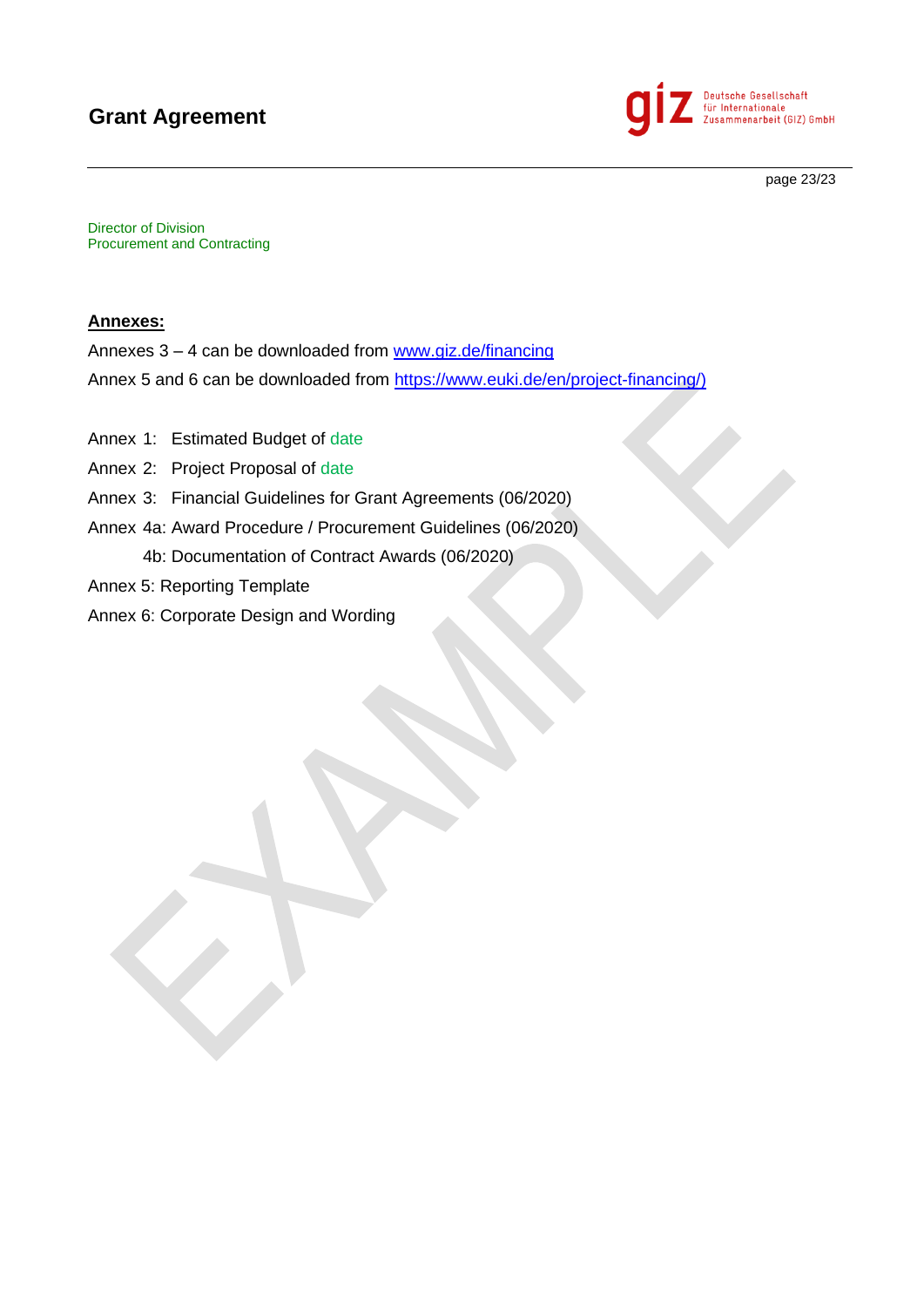Director of Division
Procurement and Contracting

**Annexes:**

Annexes 3 – 4 can be downloaded from [www.giz.de/financing](www.giz.de/financing)

Annex 5 and 6 can be downloaded from [https://www.euki.de/en/project-financing/)](https://www.euki.de/en/project-financing/)

Annex 1: Estimated Budget of date

Annex 2: Project Proposal of date

Annex 3: Financial Guidelines for Grant Agreements (06/2020)

Annex 4a: Award Procedure / Procurement Guidelines (06/2020)

4b: Documentation of Contract Awards (06/2020)

Annex 5: Reporting Template

Annex 6: Corporate Design and Wording